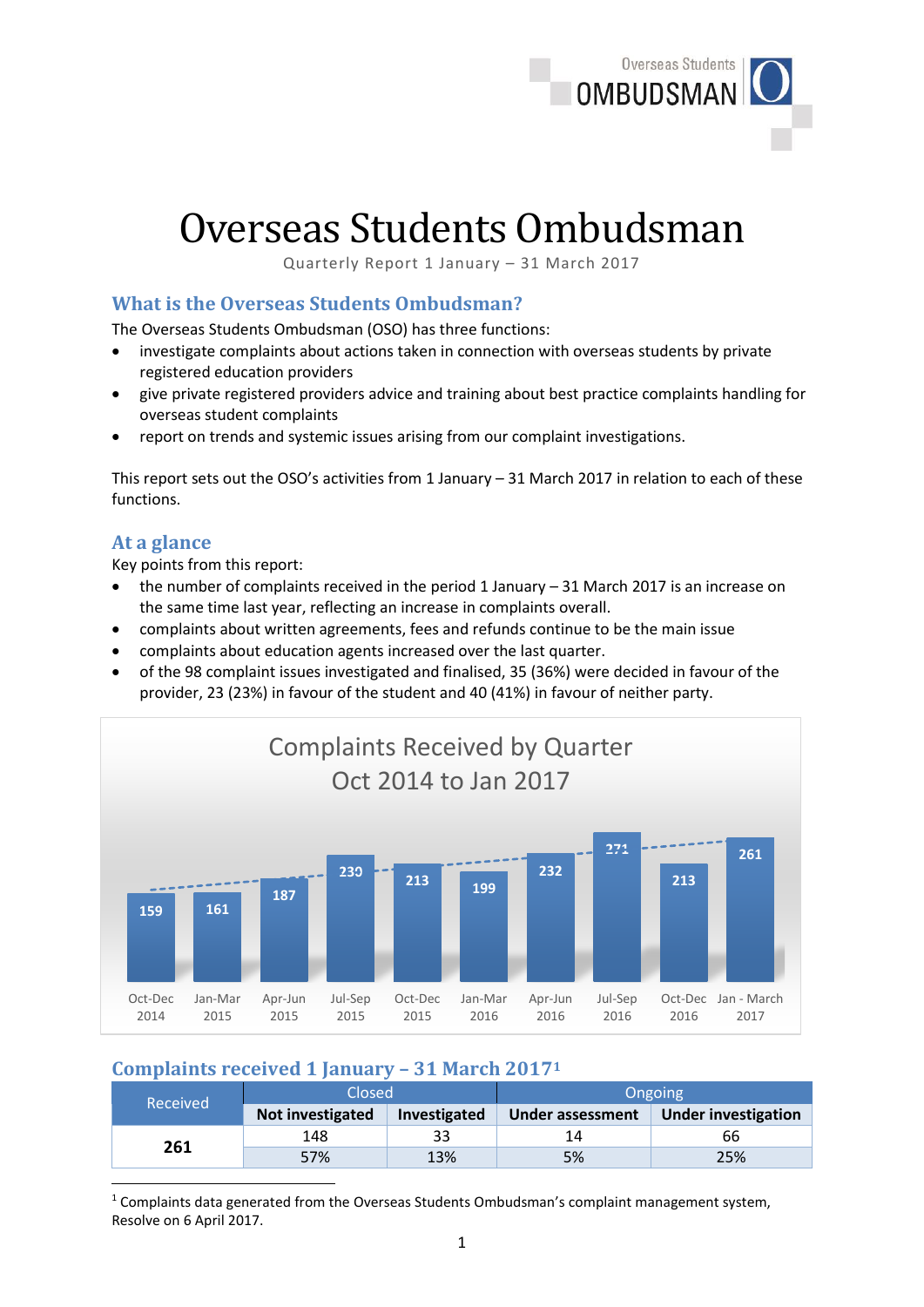# Overseas Students Ombudsman

Quarterly Report 1 January – 31 March 2017

## What is the Overseas Students Ombudsman?

The Overseas Students Ombudsman (OSO) has three functions:

- investigate complaints about actions taken in connection with overseas students by private registered education providers
- give private registered providers advice and training about best practice complaints handling for overseas student complaints
- report on trends and systemic issues arising from our complaint investigations.

This report sets out the OSO's activities from 1 January – 31 March 2017 in relation to each of these functions.

## At a glance

Key points from this report:

- the number of complaints received in the period 1 January – 31 March 2017 is an increase on the same time last year, reflecting an increase in complaints overall.
- complaints about written agreements, fees and refunds continue to be the main issue
- complaints about education agents increased over the last quarter.
- of the 98 complaint issues investigated and finalised, 35 (36%) were decided in favour of the provider, 23 (23%) in favour of the student and 40 (41%) in favour of neither party.

**Complaints Received by Quarter**
**Oct 2014 to Jan 2017**

| Quarter | Complaints |
|---|---|
| Oct-Dec 2014 | 159 |
| Jan-Mar 2015 | 161 |
| Apr-Jun 2015 | 187 |
| Jul-Sep 2015 | 230 |
| Oct-Dec 2015 | 213 |
| Jan-Mar 2016 | 199 |
| Apr-Jun 2016 | 232 |
| Jul-Sep 2016 | 271 |
| Oct-Dec 2016 | 213 |
| Jan - March 2017 | 261 |

## Complaints received 1 January – 31 March 2017[1]

| Received | Closed | | Ongoing | |
|---|---|---|---|---|
| | Not investigated | Investigated | Under assessment | Under investigation |
| 261 | 148 | 33 | 14 | 66 |
| | 57% | 13% | 5% | 25% |

[1] Complaints data generated from the Overseas Students Ombudsman's complaint management system, Resolve on 6 April 2017.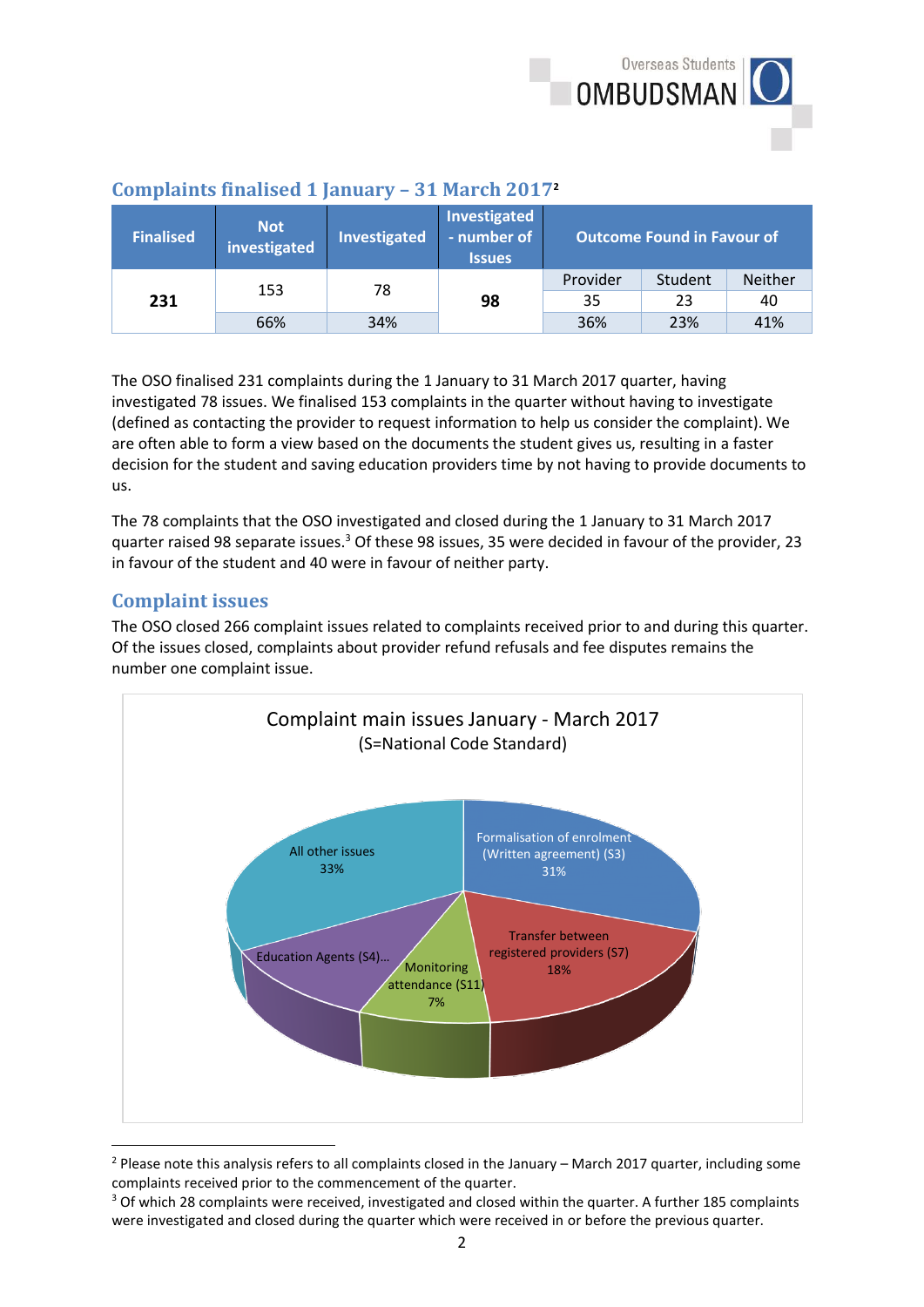## Complaints finalised 1 January – 31 March 2017[2]

| Finalised | Not investigated | Investigated | Investigated - number of Issues | Outcome Found in Favour of | | |
|---|---|---|---|---|---|---|
| | | | | Provider | Student | Neither |
| 231 | 153 | 78 | 98 | 35 | 23 | 40 |
| | 66% | 34% | | 36% | 23% | 41% |

The OSO finalised 231 complaints during the 1 January to 31 March 2017 quarter, having investigated 78 issues. We finalised 153 complaints in the quarter without having to investigate (defined as contacting the provider to request information to help us consider the complaint). We are often able to form a view based on the documents the student gives us, resulting in a faster decision for the student and saving education providers time by not having to provide documents to us.

The 78 complaints that the OSO investigated and closed during the 1 January to 31 March 2017 quarter raised 98 separate issues.[3] Of these 98 issues, 35 were decided in favour of the provider, 23 in favour of the student and 40 were in favour of neither party.

## Complaint issues

The OSO closed 266 complaint issues related to complaints received prior to and during this quarter. Of the issues closed, complaints about provider refund refusals and fee disputes remains the number one complaint issue.

**Complaint main issues January - March 2017**
(S=National Code Standard)

- Formalisation of enrolment (Written agreement) (S3) 31%
- Transfer between registered providers (S7) 18%
- Monitoring attendance (S11) 7%
- Education Agents (S4)...
- All other issues 33%

[2] Please note this analysis refers to all complaints closed in the January – March 2017 quarter, including some complaints received prior to the commencement of the quarter.

[3] Of which 28 complaints were received, investigated and closed within the quarter. A further 185 complaints were investigated and closed during the quarter which were received in or before the previous quarter.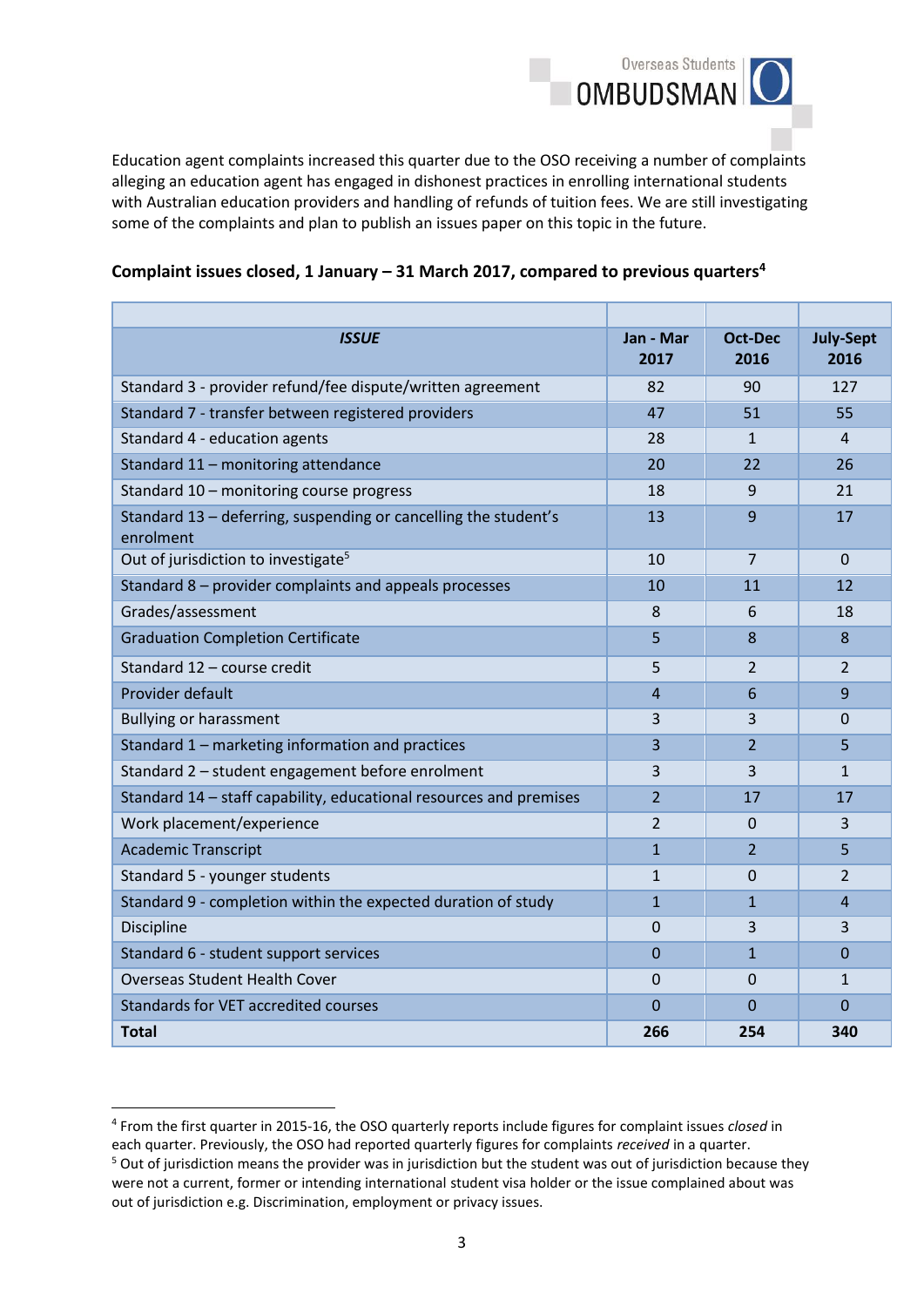Education agent complaints increased this quarter due to the OSO receiving a number of complaints alleging an education agent has engaged in dishonest practices in enrolling international students with Australian education providers and handling of refunds of tuition fees. We are still investigating some of the complaints and plan to publish an issues paper on this topic in the future.

**Complaint issues closed, 1 January – 31 March 2017, compared to previous quarters[4]**

| *ISSUE* | Jan - Mar 2017 | Oct-Dec 2016 | July-Sept 2016 |
|---|---|---|---|
| Standard 3 - provider refund/fee dispute/written agreement | 82 | 90 | 127 |
| Standard 7 - transfer between registered providers | 47 | 51 | 55 |
| Standard 4 - education agents | 28 | 1 | 4 |
| Standard 11 – monitoring attendance | 20 | 22 | 26 |
| Standard 10 – monitoring course progress | 18 | 9 | 21 |
| Standard 13 – deferring, suspending or cancelling the student's enrolment | 13 | 9 | 17 |
| Out of jurisdiction to investigate[5] | 10 | 7 | 0 |
| Standard 8 – provider complaints and appeals processes | 10 | 11 | 12 |
| Grades/assessment | 8 | 6 | 18 |
| Graduation Completion Certificate | 5 | 8 | 8 |
| Standard 12 – course credit | 5 | 2 | 2 |
| Provider default | 4 | 6 | 9 |
| Bullying or harassment | 3 | 3 | 0 |
| Standard 1 – marketing information and practices | 3 | 2 | 5 |
| Standard 2 – student engagement before enrolment | 3 | 3 | 1 |
| Standard 14 – staff capability, educational resources and premises | 2 | 17 | 17 |
| Work placement/experience | 2 | 0 | 3 |
| Academic Transcript | 1 | 2 | 5 |
| Standard 5 - younger students | 1 | 0 | 2 |
| Standard 9 - completion within the expected duration of study | 1 | 1 | 4 |
| Discipline | 0 | 3 | 3 |
| Standard 6 - student support services | 0 | 1 | 0 |
| Overseas Student Health Cover | 0 | 0 | 1 |
| Standards for VET accredited courses | 0 | 0 | 0 |
| **Total** | **266** | **254** | **340** |

[4] From the first quarter in 2015-16, the OSO quarterly reports include figures for complaint issues *closed* in each quarter. Previously, the OSO had reported quarterly figures for complaints *received* in a quarter.

[5] Out of jurisdiction means the provider was in jurisdiction but the student was out of jurisdiction because they were not a current, former or intending international student visa holder or the issue complained about was out of jurisdiction e.g. Discrimination, employment or privacy issues.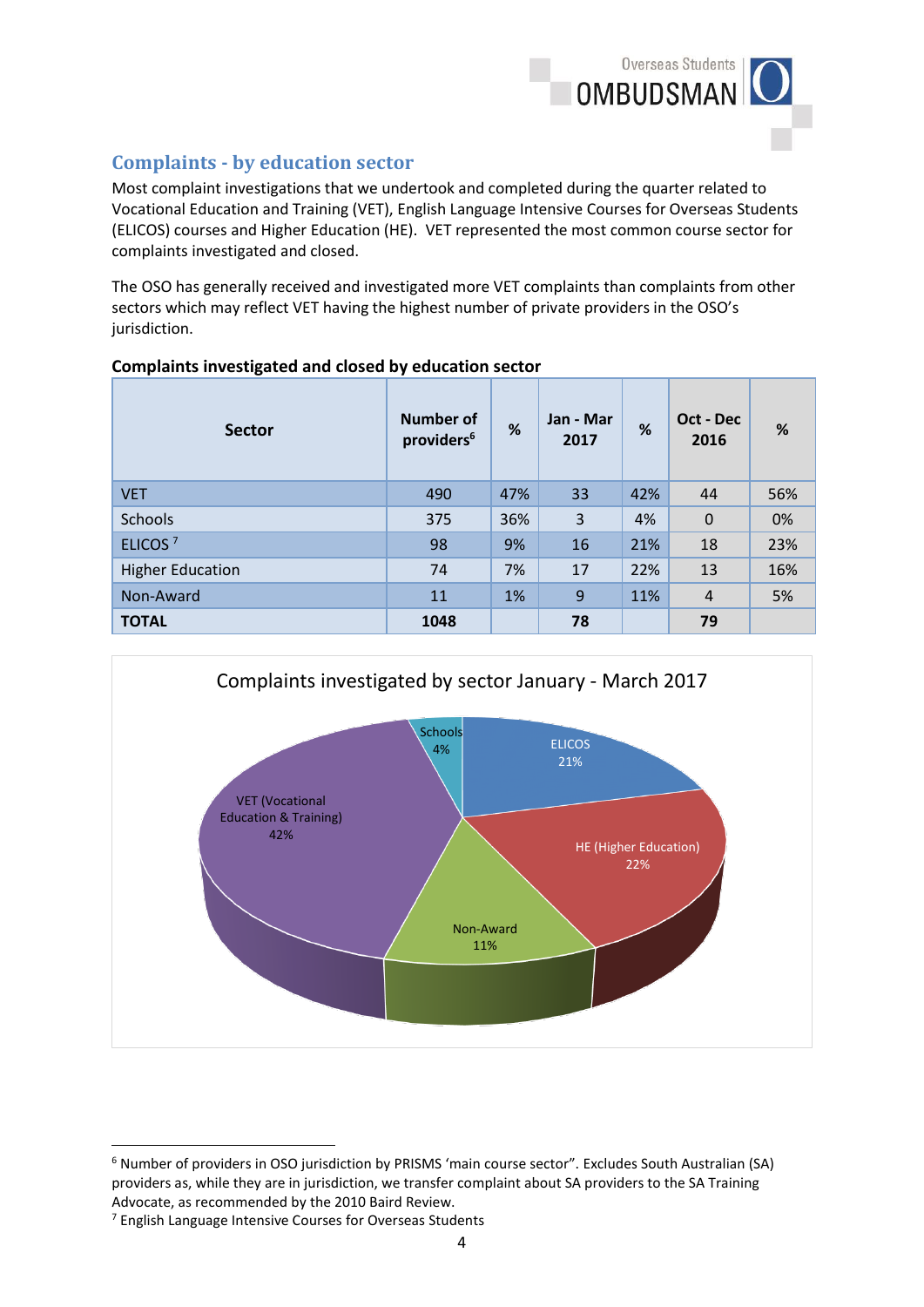## Complaints - by education sector

Most complaint investigations that we undertook and completed during the quarter related to Vocational Education and Training (VET), English Language Intensive Courses for Overseas Students (ELICOS) courses and Higher Education (HE). VET represented the most common course sector for complaints investigated and closed.

The OSO has generally received and investigated more VET complaints than complaints from other sectors which may reflect VET having the highest number of private providers in the OSO's jurisdiction.

**Complaints investigated and closed by education sector**

| Sector | Number of providers[6] | % | Jan - Mar 2017 | % | Oct - Dec 2016 | % |
|---|---|---|---|---|---|---|
| VET | 490 | 47% | 33 | 42% | 44 | 56% |
| Schools | 375 | 36% | 3 | 4% | 0 | 0% |
| ELICOS [7] | 98 | 9% | 16 | 21% | 18 | 23% |
| Higher Education | 74 | 7% | 17 | 22% | 13 | 16% |
| Non-Award | 11 | 1% | 9 | 11% | 4 | 5% |
| **TOTAL** | **1048** | | **78** | | **79** | |

Complaints investigated by sector January - March 2017

| Sector | % |
|---|---|
| VET (Vocational Education & Training) | 42% |
| HE (Higher Education) | 22% |
| ELICOS | 21% |
| Non-Award | 11% |
| Schools | 4% |

---

[6] Number of providers in OSO jurisdiction by PRISMS 'main course sector". Excludes South Australian (SA) providers as, while they are in jurisdiction, we transfer complaint about SA providers to the SA Training Advocate, as recommended by the 2010 Baird Review.

[7] English Language Intensive Courses for Overseas Students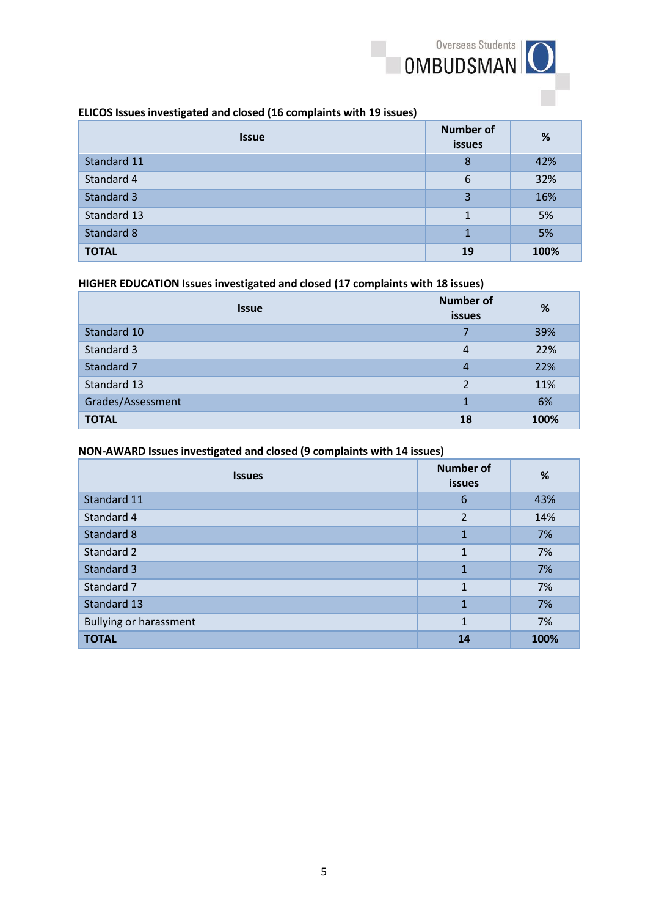**ELICOS Issues investigated and closed (16 complaints with 19 issues)**

| Issue | Number of issues | % |
|---|---|---|
| Standard 11 | 8 | 42% |
| Standard 4 | 6 | 32% |
| Standard 3 | 3 | 16% |
| Standard 13 | 1 | 5% |
| Standard 8 | 1 | 5% |
| **TOTAL** | **19** | **100%** |

**HIGHER EDUCATION Issues investigated and closed (17 complaints with 18 issues)**

| Issue | Number of issues | % |
|---|---|---|
| Standard 10 | 7 | 39% |
| Standard 3 | 4 | 22% |
| Standard 7 | 4 | 22% |
| Standard 13 | 2 | 11% |
| Grades/Assessment | 1 | 6% |
| **TOTAL** | **18** | **100%** |

**NON-AWARD Issues investigated and closed (9 complaints with 14 issues)**

| Issues | Number of issues | % |
|---|---|---|
| Standard 11 | 6 | 43% |
| Standard 4 | 2 | 14% |
| Standard 8 | 1 | 7% |
| Standard 2 | 1 | 7% |
| Standard 3 | 1 | 7% |
| Standard 7 | 1 | 7% |
| Standard 13 | 1 | 7% |
| Bullying or harassment | 1 | 7% |
| **TOTAL** | **14** | **100%** |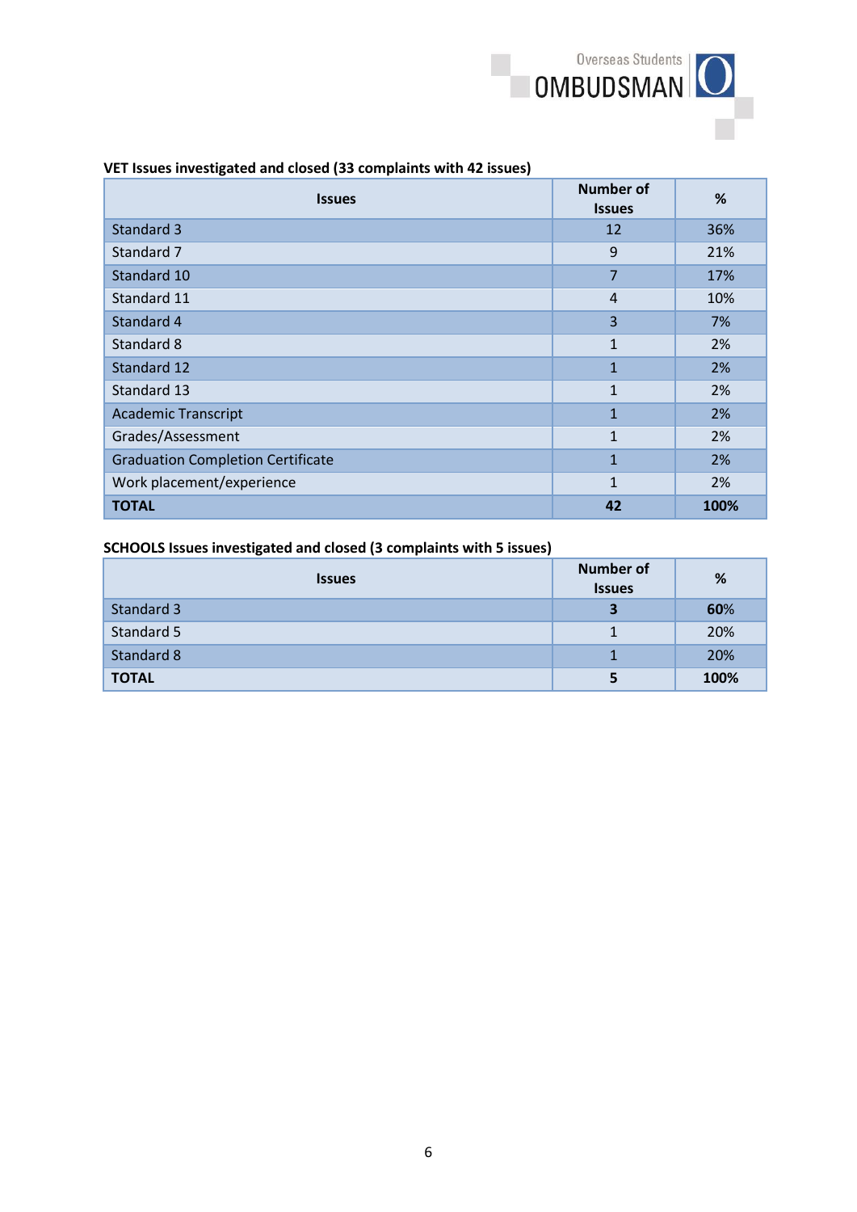**VET Issues investigated and closed (33 complaints with 42 issues)**

| Issues | Number of Issues | % |
|---|---|---|
| Standard 3 | 12 | 36% |
| Standard 7 | 9 | 21% |
| Standard 10 | 7 | 17% |
| Standard 11 | 4 | 10% |
| Standard 4 | 3 | 7% |
| Standard 8 | 1 | 2% |
| Standard 12 | 1 | 2% |
| Standard 13 | 1 | 2% |
| Academic Transcript | 1 | 2% |
| Grades/Assessment | 1 | 2% |
| Graduation Completion Certificate | 1 | 2% |
| Work placement/experience | 1 | 2% |
| **TOTAL** | **42** | **100%** |

**SCHOOLS Issues investigated and closed (3 complaints with 5 issues)**

| Issues | Number of Issues | % |
|---|---|---|
| Standard 3 | **3** | **60%** |
| Standard 5 | 1 | 20% |
| Standard 8 | 1 | 20% |
| **TOTAL** | **5** | **100%** |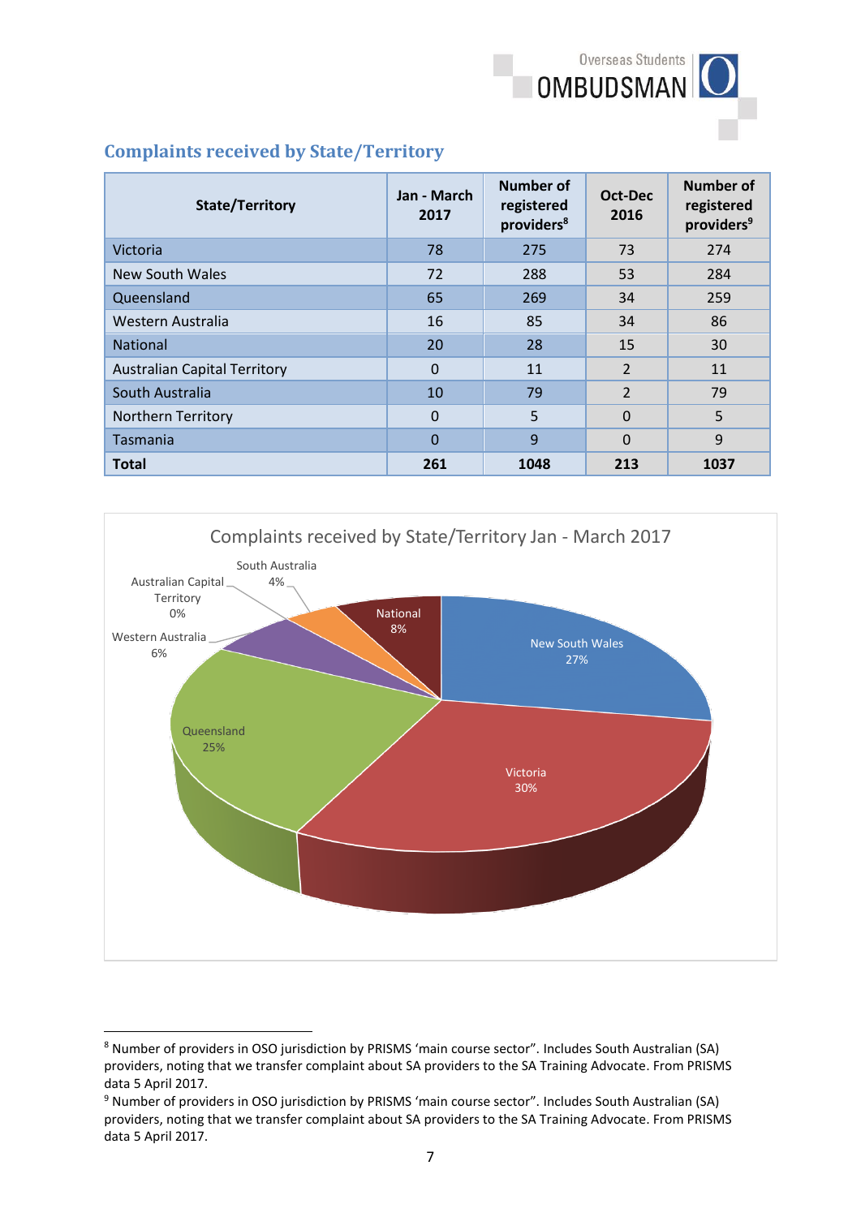## Complaints received by State/Territory

| State/Territory | Jan - March 2017 | Number of registered providers[8] | Oct-Dec 2016 | Number of registered providers[9] |
|---|---|---|---|---|
| Victoria | 78 | 275 | 73 | 274 |
| New South Wales | 72 | 288 | 53 | 284 |
| Queensland | 65 | 269 | 34 | 259 |
| Western Australia | 16 | 85 | 34 | 86 |
| National | 20 | 28 | 15 | 30 |
| Australian Capital Territory | 0 | 11 | 2 | 11 |
| South Australia | 10 | 79 | 2 | 79 |
| Northern Territory | 0 | 5 | 0 | 5 |
| Tasmania | 0 | 9 | 0 | 9 |
| **Total** | **261** | **1048** | **213** | **1037** |

Complaints received by State/Territory Jan - March 2017

- Victoria 30%
- New South Wales 27%
- Queensland 25%
- National 8%
- Western Australia 6%
- South Australia 4%
- Australian Capital Territory 0%

[8] Number of providers in OSO jurisdiction by PRISMS 'main course sector". Includes South Australian (SA) providers, noting that we transfer complaint about SA providers to the SA Training Advocate. From PRISMS data 5 April 2017.

[9] Number of providers in OSO jurisdiction by PRISMS 'main course sector". Includes South Australian (SA) providers, noting that we transfer complaint about SA providers to the SA Training Advocate. From PRISMS data 5 April 2017.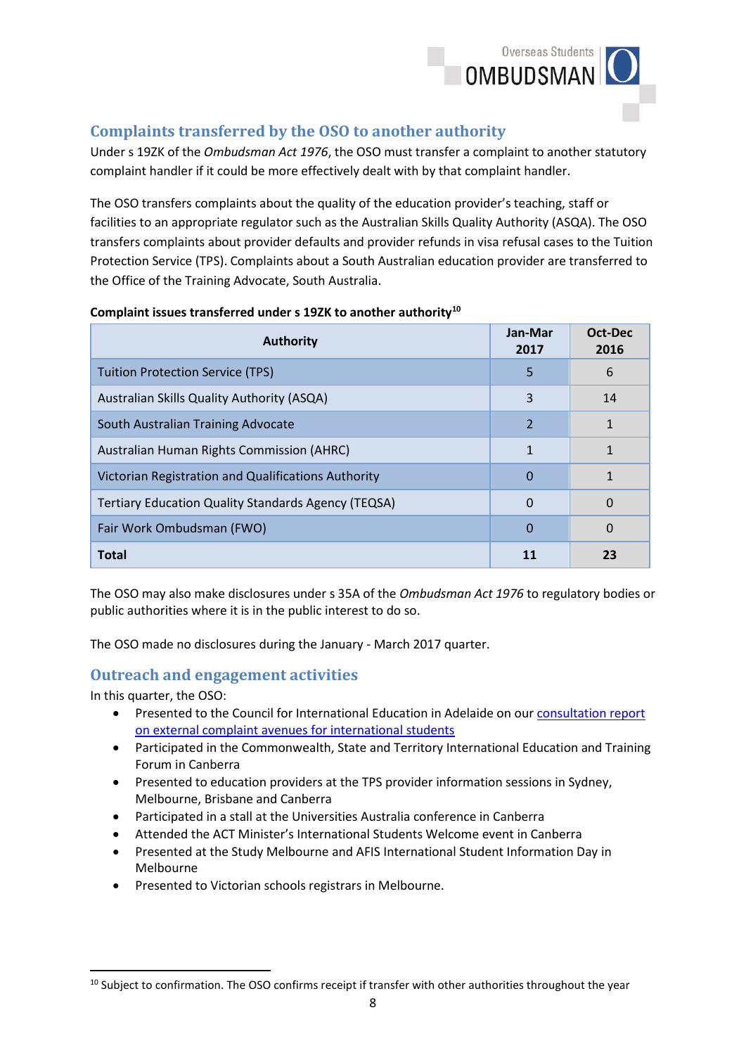## Complaints transferred by the OSO to another authority

Under s 19ZK of the *Ombudsman Act 1976*, the OSO must transfer a complaint to another statutory complaint handler if it could be more effectively dealt with by that complaint handler.

The OSO transfers complaints about the quality of the education provider's teaching, staff or facilities to an appropriate regulator such as the Australian Skills Quality Authority (ASQA). The OSO transfers complaints about provider defaults and provider refunds in visa refusal cases to the Tuition Protection Service (TPS). Complaints about a South Australian education provider are transferred to the Office of the Training Advocate, South Australia.

**Complaint issues transferred under s 19ZK to another authority**[10]

| Authority | Jan-Mar 2017 | Oct-Dec 2016 |
|---|---|---|
| Tuition Protection Service (TPS) | 5 | 6 |
| Australian Skills Quality Authority (ASQA) | 3 | 14 |
| South Australian Training Advocate | 2 | 1 |
| Australian Human Rights Commission (AHRC) | 1 | 1 |
| Victorian Registration and Qualifications Authority | 0 | 1 |
| Tertiary Education Quality Standards Agency (TEQSA) | 0 | 0 |
| Fair Work Ombudsman (FWO) | 0 | 0 |
| **Total** | **11** | **23** |

The OSO may also make disclosures under s 35A of the *Ombudsman Act 1976* to regulatory bodies or public authorities where it is in the public interest to do so.

The OSO made no disclosures during the January - March 2017 quarter.

## Outreach and engagement activities

In this quarter, the OSO:

- Presented to the Council for International Education in Adelaide on our consultation report on external complaint avenues for international students
- Participated in the Commonwealth, State and Territory International Education and Training Forum in Canberra
- Presented to education providers at the TPS provider information sessions in Sydney, Melbourne, Brisbane and Canberra
- Participated in a stall at the Universities Australia conference in Canberra
- Attended the ACT Minister's International Students Welcome event in Canberra
- Presented at the Study Melbourne and AFIS International Student Information Day in Melbourne
- Presented to Victorian schools registrars in Melbourne.

[10] Subject to confirmation. The OSO confirms receipt if transfer with other authorities throughout the year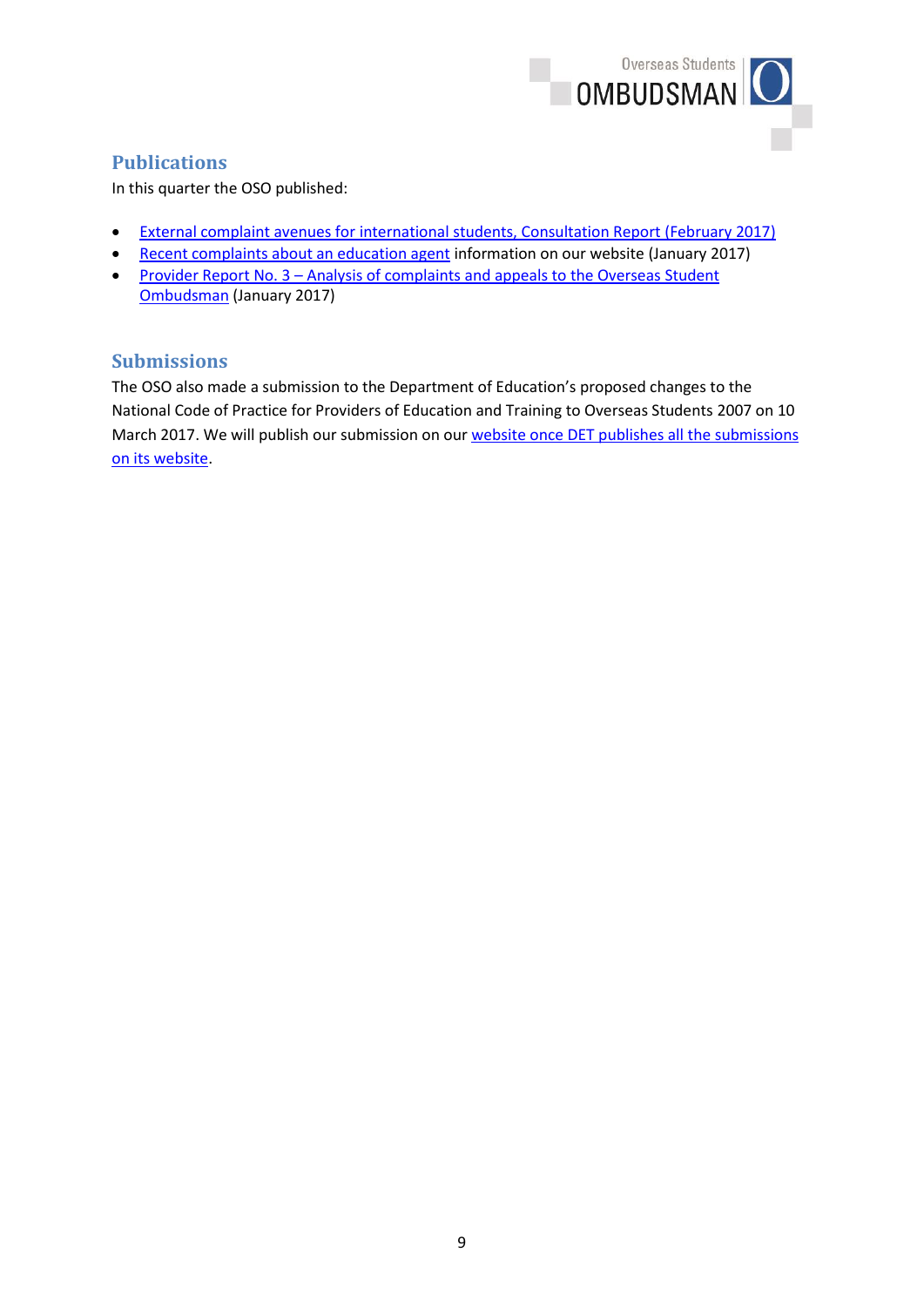## Publications

In this quarter the OSO published:

- External complaint avenues for international students, Consultation Report (February 2017)
- Recent complaints about an education agent information on our website (January 2017)
- Provider Report No. 3 – Analysis of complaints and appeals to the Overseas Student Ombudsman (January 2017)

## Submissions

The OSO also made a submission to the Department of Education's proposed changes to the National Code of Practice for Providers of Education and Training to Overseas Students 2007 on 10 March 2017. We will publish our submission on our website once DET publishes all the submissions on its website.